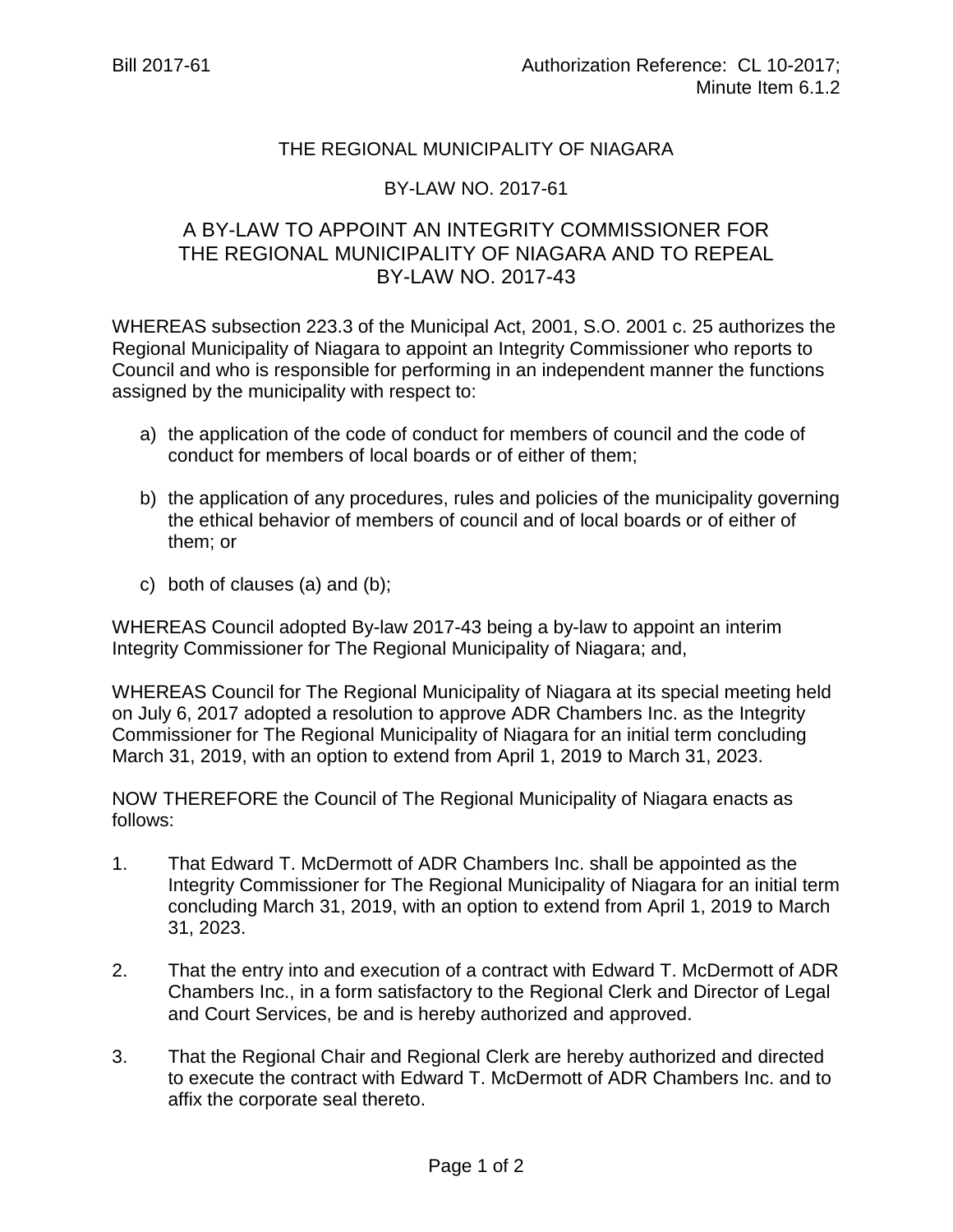Bill 2017-61

Authorization Reference: CL 10-2017; Minute Item 6.1.2

# THE REGIONAL MUNICIPALITY OF NIAGARA

## BY-LAW NO. 2017-61

## A BY-LAW TO APPOINT AN INTEGRITY COMMISSIONER FOR THE REGIONAL MUNICIPALITY OF NIAGARA AND TO REPEAL BY-LAW NO. 2017-43

WHEREAS subsection 223.3 of the Municipal Act, 2001, S.O. 2001 c. 25 authorizes the Regional Municipality of Niagara to appoint an Integrity Commissioner who reports to Council and who is responsible for performing in an independent manner the functions assigned by the municipality with respect to:

a) the application of the code of conduct for members of council and the code of conduct for members of local boards or of either of them;

b) the application of any procedures, rules and policies of the municipality governing the ethical behavior of members of council and of local boards or of either of them; or

c) both of clauses (a) and (b);

WHEREAS Council adopted By-law 2017-43 being a by-law to appoint an interim Integrity Commissioner for The Regional Municipality of Niagara; and,

WHEREAS Council for The Regional Municipality of Niagara at its special meeting held on July 6, 2017 adopted a resolution to approve ADR Chambers Inc. as the Integrity Commissioner for The Regional Municipality of Niagara for an initial term concluding March 31, 2019, with an option to extend from April 1, 2019 to March 31, 2023.

NOW THEREFORE the Council of The Regional Municipality of Niagara enacts as follows:

1. That Edward T. McDermott of ADR Chambers Inc. shall be appointed as the Integrity Commissioner for The Regional Municipality of Niagara for an initial term concluding March 31, 2019, with an option to extend from April 1, 2019 to March 31, 2023.

2. That the entry into and execution of a contract with Edward T. McDermott of ADR Chambers Inc., in a form satisfactory to the Regional Clerk and Director of Legal and Court Services, be and is hereby authorized and approved.

3. That the Regional Chair and Regional Clerk are hereby authorized and directed to execute the contract with Edward T. McDermott of ADR Chambers Inc. and to affix the corporate seal thereto.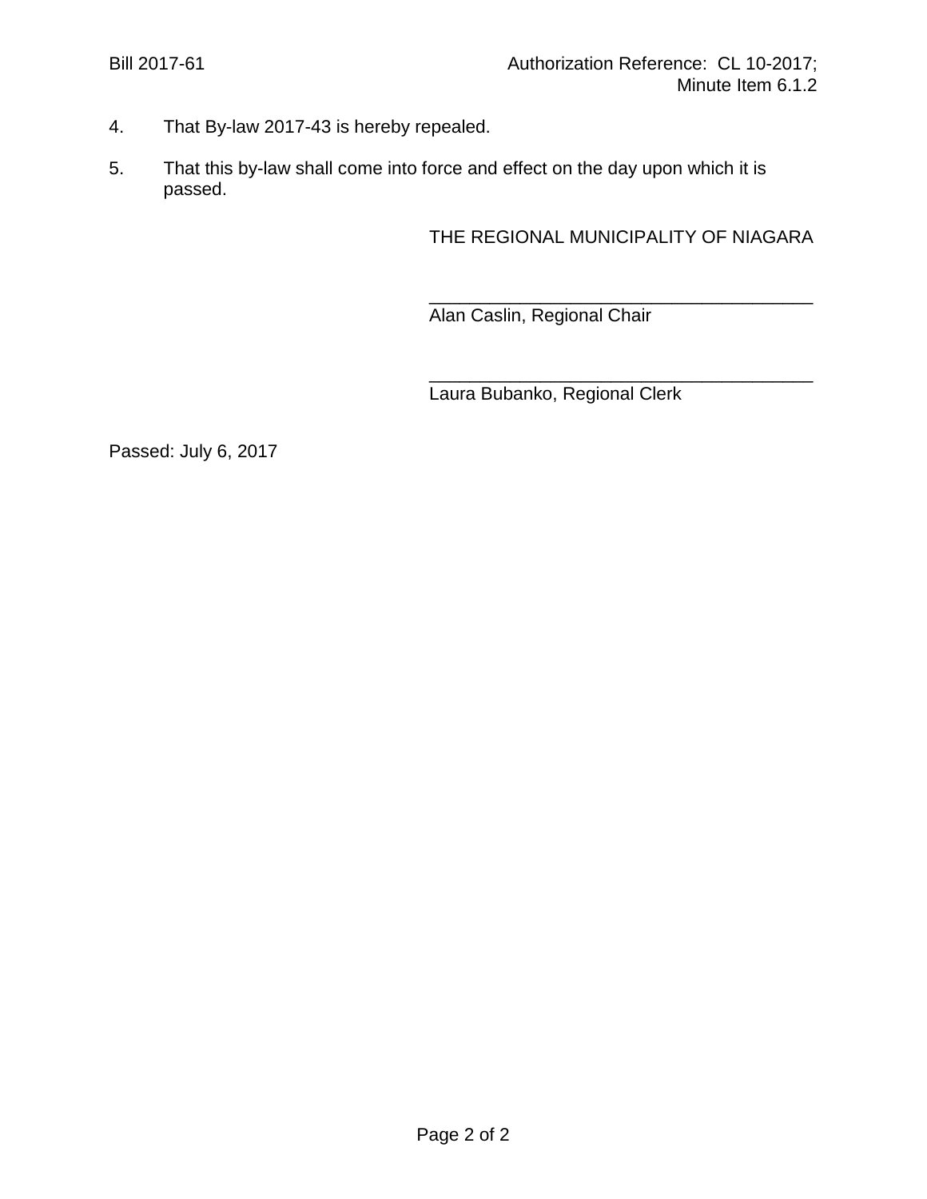4. That By-law 2017-43 is hereby repealed.

5. That this by-law shall come into force and effect on the day upon which it is passed.

THE REGIONAL MUNICIPALITY OF NIAGARA

\_\_\_\_\_\_\_\_\_\_\_\_\_\_\_\_\_\_\_\_\_\_\_\_\_\_\_\_\_\_\_\_\_\_\_\_\_\_\_\_

Alan Caslin, Regional Chair

\_\_\_\_\_\_\_\_\_\_\_\_\_\_\_\_\_\_\_\_\_\_\_\_\_\_\_\_\_\_\_\_\_\_\_\_\_\_\_\_

Laura Bubanko, Regional Clerk

Passed: July 6, 2017